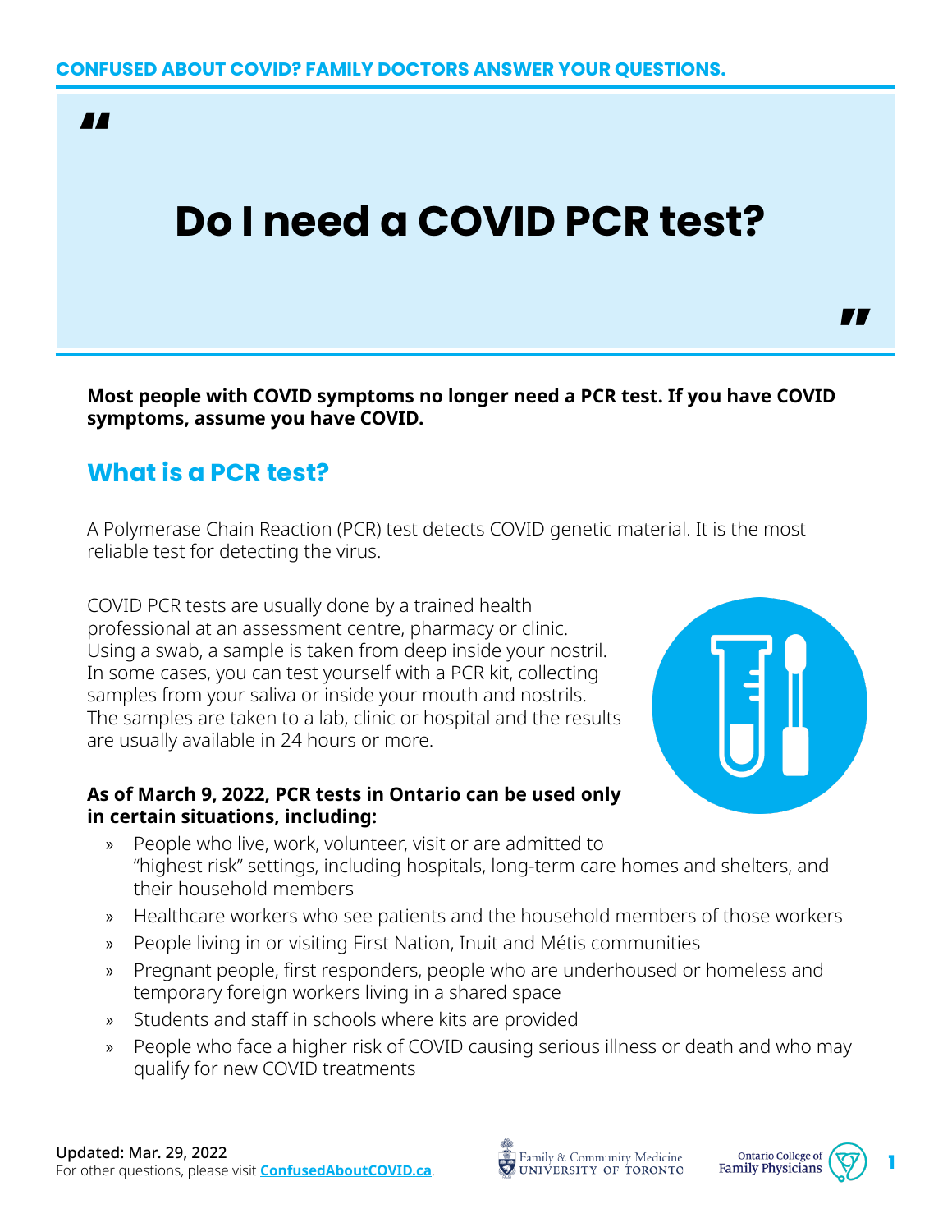CONFUSED ABOUT COVID? FAMILY DOCTORS ANSWER YOUR QUESTIONS.

# Do I need a COVID PCR test?

**Most people with COVID symptoms no longer need a PCR test. If you have COVID symptoms, assume you have COVID.**

## What is a PCR test?

A Polymerase Chain Reaction (PCR) test detects COVID genetic material. It is the most reliable test for detecting the virus.

COVID PCR tests are usually done by a trained health professional at an assessment centre, pharmacy or clinic. Using a swab, a sample is taken from deep inside your nostril. In some cases, you can test yourself with a PCR kit, collecting samples from your saliva or inside your mouth and nostrils. The samples are taken to a lab, clinic or hospital and the results are usually available in 24 hours or more.

**As of March 9, 2022, PCR tests in Ontario can be used only in certain situations, including:**

- People who live, work, volunteer, visit or are admitted to "highest risk" settings, including hospitals, long-term care homes and shelters, and their household members
- Healthcare workers who see patients and the household members of those workers
- People living in or visiting First Nation, Inuit and Métis communities
- Pregnant people, first responders, people who are underhoused or homeless and temporary foreign workers living in a shared space
- Students and staff in schools where kits are provided
- People who face a higher risk of COVID causing serious illness or death and who may qualify for new COVID treatments

**Updated: Mar. 29, 2022**
For other questions, please visit **ConfusedAboutCOVID.ca**.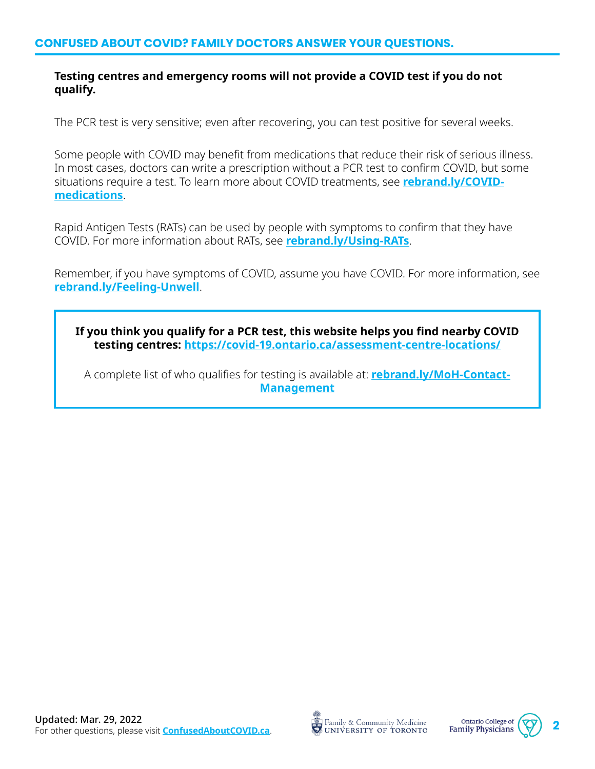**Testing centres and emergency rooms will not provide a COVID test if you do not qualify.**

The PCR test is very sensitive; even after recovering, you can test positive for several weeks.

Some people with COVID may benefit from medications that reduce their risk of serious illness. In most cases, doctors can write a prescription without a PCR test to confirm COVID, but some situations require a test. To learn more about COVID treatments, see **rebrand.ly/COVID-medications**.

Rapid Antigen Tests (RATs) can be used by people with symptoms to confirm that they have COVID. For more information about RATs, see **rebrand.ly/Using-RATs**.

Remember, if you have symptoms of COVID, assume you have COVID. For more information, see **rebrand.ly/Feeling-Unwell**.

**If you think you qualify for a PCR test, this website helps you find nearby COVID testing centres: https://covid-19.ontario.ca/assessment-centre-locations/**

A complete list of who qualifies for testing is available at: **rebrand.ly/MoH-Contact-Management**

**Updated: Mar. 29, 2022**
For other questions, please visit **ConfusedAboutCOVID.ca**.